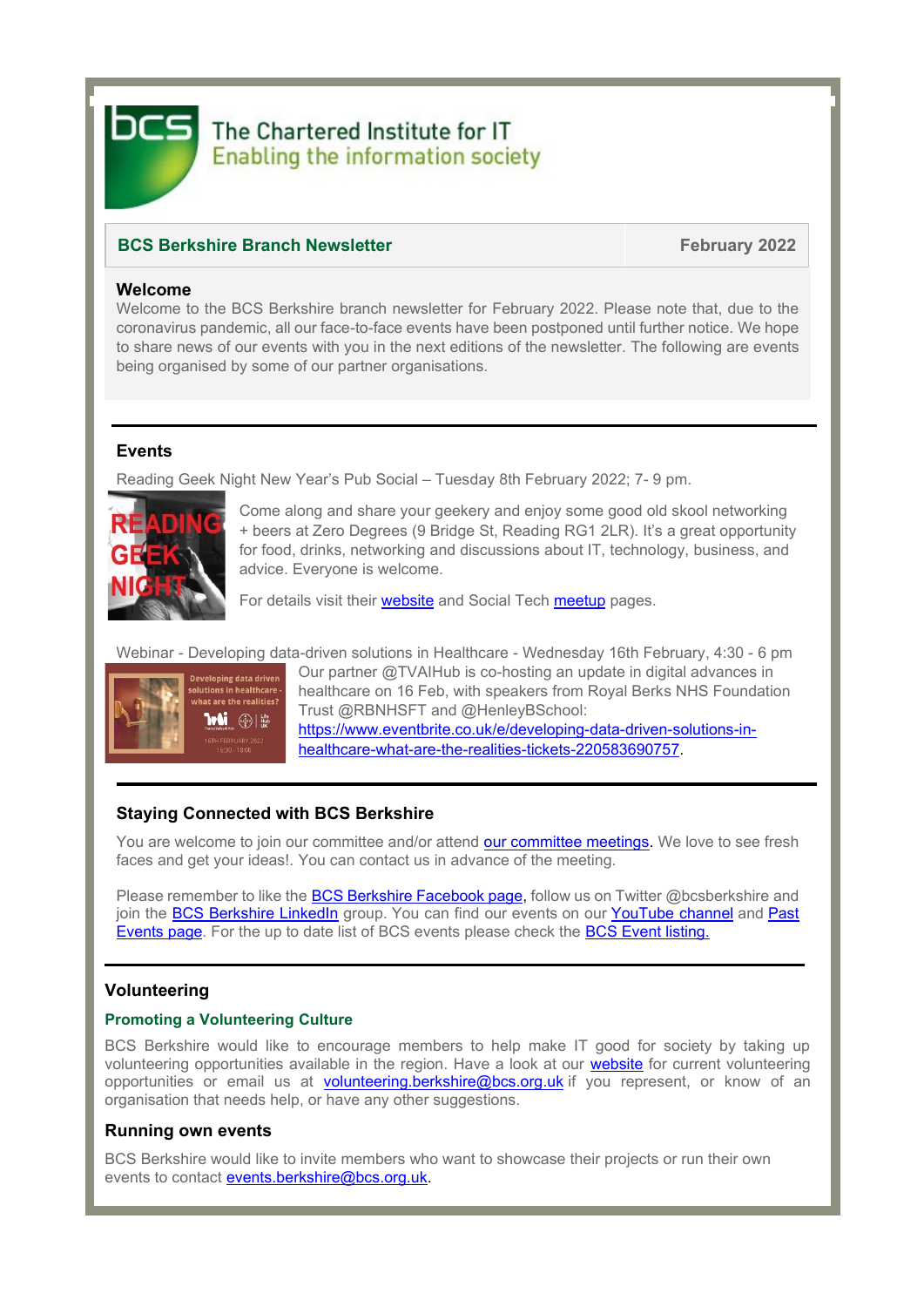The Chartered Institute for IT
Enabling the information society

## BCS Berkshire Branch Newsletter — February 2022

### Welcome

Welcome to the BCS Berkshire branch newsletter for February 2022. Please note that, due to the coronavirus pandemic, all our face-to-face events have been postponed until further notice. We hope to share news of our events with you in the next editions of the newsletter. The following are events being organised by some of our partner organisations.

### Events

Reading Geek Night New Year's Pub Social – Tuesday 8th February 2022; 7- 9 pm.

Come along and share your geekery and enjoy some good old skool networking + beers at Zero Degrees (9 Bridge St, Reading RG1 2LR). It's a great opportunity for food, drinks, networking and discussions about IT, technology, business, and advice. Everyone is welcome.

For details visit their website and Social Tech meetup pages.

Webinar - Developing data-driven solutions in Healthcare - Wednesday 16th February, 4:30 - 6 pm

Our partner @TVAIHub is co-hosting an update in digital advances in healthcare on 16 Feb, with speakers from Royal Berks NHS Foundation Trust @RBNHSFT and @HenleyBSchool: https://www.eventbrite.co.uk/e/developing-data-driven-solutions-in-healthcare-what-are-the-realities-tickets-220583690757.

### Staying Connected with BCS Berkshire

You are welcome to join our committee and/or attend our committee meetings. We love to see fresh faces and get your ideas!. You can contact us in advance of the meeting.

Please remember to like the BCS Berkshire Facebook page, follow us on Twitter @bcsberkshire and join the BCS Berkshire LinkedIn group. You can find our events on our YouTube channel and Past Events page. For the up to date list of BCS events please check the BCS Event listing.

### Volunteering

#### Promoting a Volunteering Culture

BCS Berkshire would like to encourage members to help make IT good for society by taking up volunteering opportunities available in the region. Have a look at our website for current volunteering opportunities or email us at volunteering.berkshire@bcs.org.uk if you represent, or know of an organisation that needs help, or have any other suggestions.

### Running own events

BCS Berkshire would like to invite members who want to showcase their projects or run their own events to contact events.berkshire@bcs.org.uk.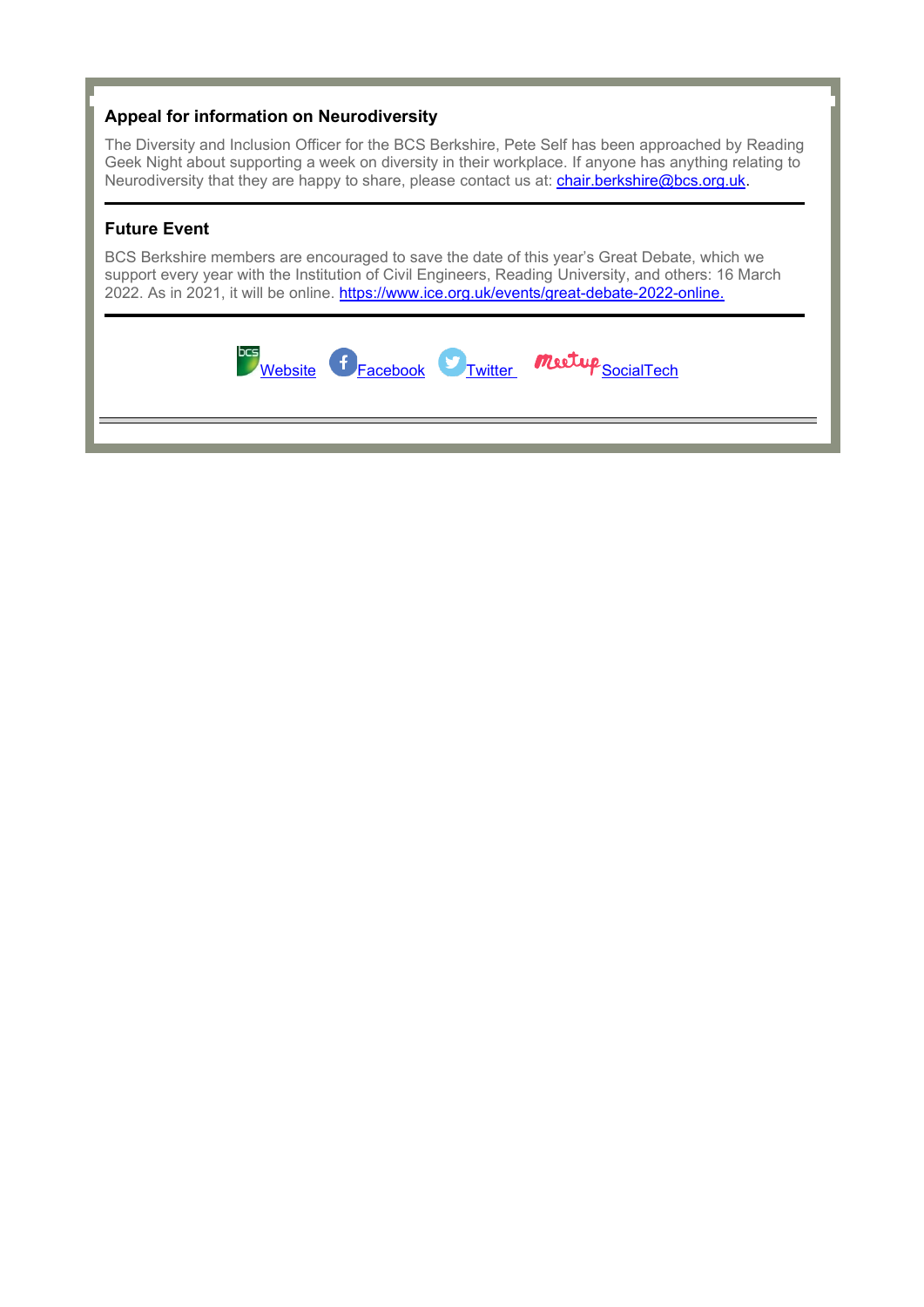### Appeal for information on Neurodiversity

The Diversity and Inclusion Officer for the BCS Berkshire, Pete Self has been approached by Reading Geek Night about supporting a week on diversity in their workplace. If anyone has anything relating to Neurodiversity that they are happy to share, please contact us at: chair.berkshire@bcs.org.uk.

---

### Future Event

BCS Berkshire members are encouraged to save the date of this year's Great Debate, which we support every year with the Institution of Civil Engineers, Reading University, and others: 16 March 2022. As in 2021, it will be online. https://www.ice.org.uk/events/great-debate-2022-online.

---

Website Facebook Twitter SocialTech